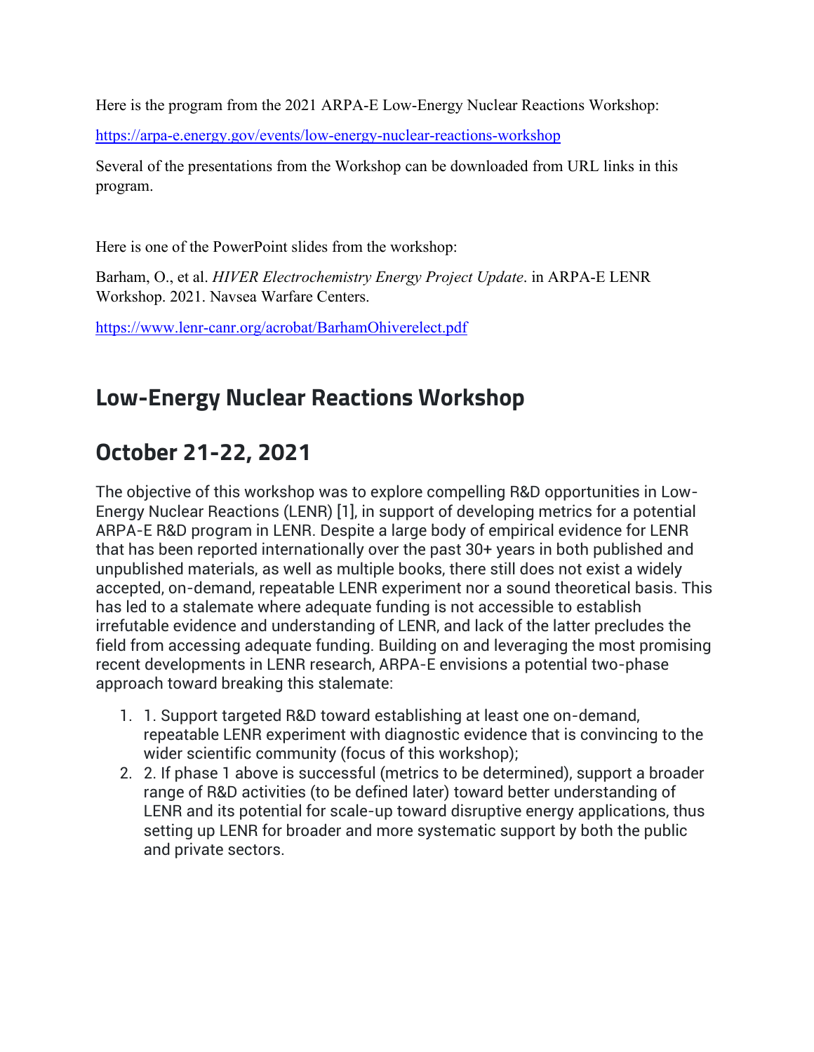Here is the program from the 2021 ARPA-E Low-Energy Nuclear Reactions Workshop:

https://arpa-e.energy.gov/events/low-energy-nuclear-reactions-workshop

Several of the presentations from the Workshop can be downloaded from URL links in this program.

Here is one of the PowerPoint slides from the workshop:

Barham, O., et al. *HIVER Electrochemistry Energy Project Update*. in ARPA-E LENR Workshop. 2021. Navsea Warfare Centers.

https://www.lenr-canr.org/acrobat/BarhamOhiverelect.pdf

## Low-Energy Nuclear Reactions Workshop

## October 21-22, 2021

The objective of this workshop was to explore compelling R&D opportunities in Low-Energy Nuclear Reactions (LENR) [1], in support of developing metrics for a potential ARPA-E R&D program in LENR. Despite a large body of empirical evidence for LENR that has been reported internationally over the past 30+ years in both published and unpublished materials, as well as multiple books, there still does not exist a widely accepted, on-demand, repeatable LENR experiment nor a sound theoretical basis. This has led to a stalemate where adequate funding is not accessible to establish irrefutable evidence and understanding of LENR, and lack of the latter precludes the field from accessing adequate funding. Building on and leveraging the most promising recent developments in LENR research, ARPA-E envisions a potential two-phase approach toward breaking this stalemate:

1. 1. Support targeted R&D toward establishing at least one on-demand, repeatable LENR experiment with diagnostic evidence that is convincing to the wider scientific community (focus of this workshop);
2. 2. If phase 1 above is successful (metrics to be determined), support a broader range of R&D activities (to be defined later) toward better understanding of LENR and its potential for scale-up toward disruptive energy applications, thus setting up LENR for broader and more systematic support by both the public and private sectors.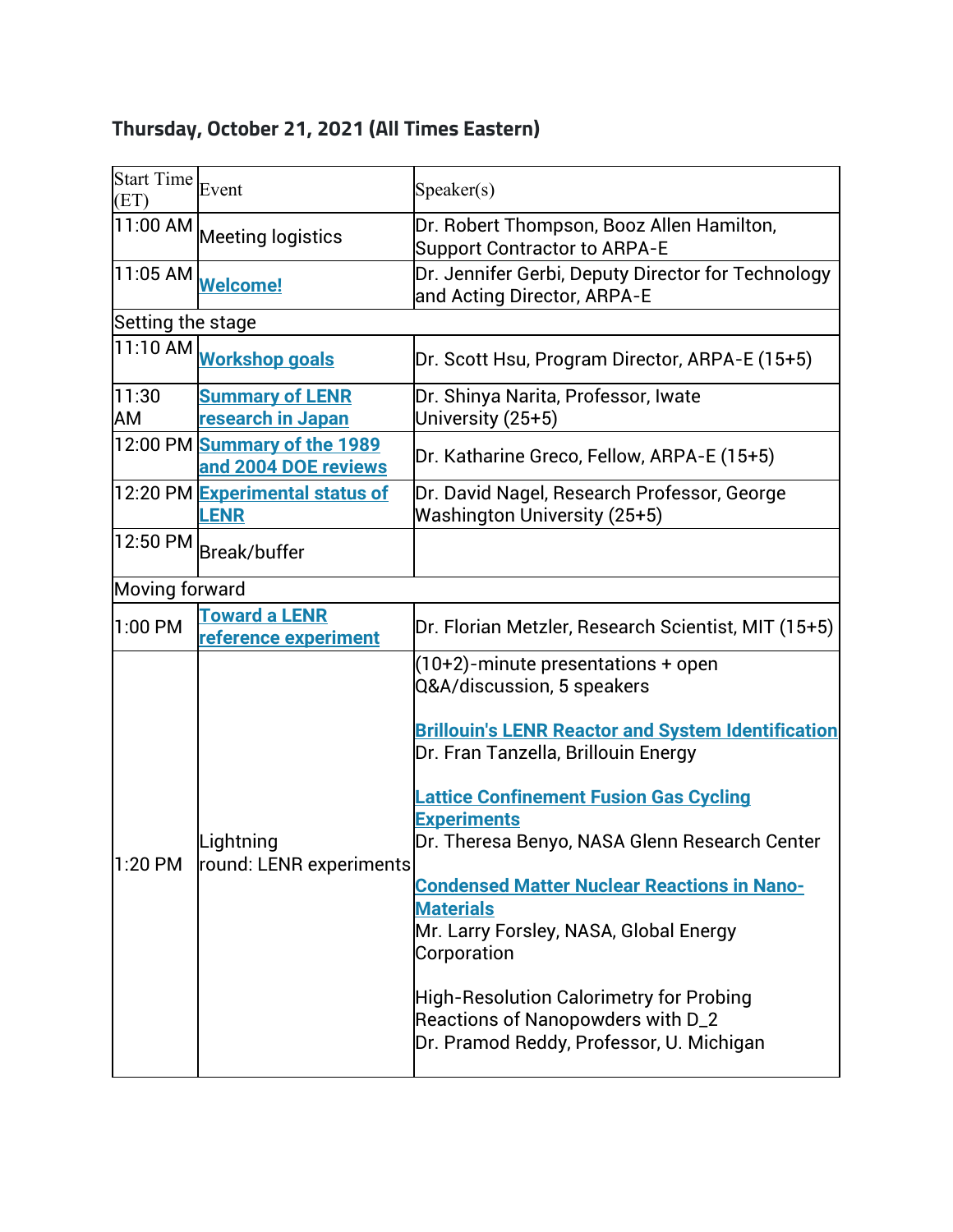## Thursday, October 21, 2021 (All Times Eastern)

| Start Time (ET) | Event | Speaker(s) |
|---|---|---|
| 11:00 AM | Meeting logistics | Dr. Robert Thompson, Booz Allen Hamilton, Support Contractor to ARPA-E |
| 11:05 AM | **Welcome!** | Dr. Jennifer Gerbi, Deputy Director for Technology and Acting Director, ARPA-E |
| Setting the stage | | |
| 11:10 AM | **Workshop goals** | Dr. Scott Hsu, Program Director, ARPA-E (15+5) |
| 11:30 AM | **Summary of LENR research in Japan** | Dr. Shinya Narita, Professor, Iwate University (25+5) |
| 12:00 PM | **Summary of the 1989 and 2004 DOE reviews** | Dr. Katharine Greco, Fellow, ARPA-E (15+5) |
| 12:20 PM | **Experimental status of LENR** | Dr. David Nagel, Research Professor, George Washington University (25+5) |
| 12:50 PM | Break/buffer | |
| Moving forward | | |
| 1:00 PM | **Toward a LENR reference experiment** | Dr. Florian Metzler, Research Scientist, MIT (15+5) |
| 1:20 PM | Lightning round: LENR experiments | (10+2)-minute presentations + open Q&A/discussion, 5 speakers<br><br>**Brillouin's LENR Reactor and System Identification**<br>Dr. Fran Tanzella, Brillouin Energy<br><br>**Lattice Confinement Fusion Gas Cycling Experiments**<br>Dr. Theresa Benyo, NASA Glenn Research Center<br><br>**Condensed Matter Nuclear Reactions in Nano-Materials**<br>Mr. Larry Forsley, NASA, Global Energy Corporation<br><br>High-Resolution Calorimetry for Probing Reactions of Nanopowders with D_2<br>Dr. Pramod Reddy, Professor, U. Michigan |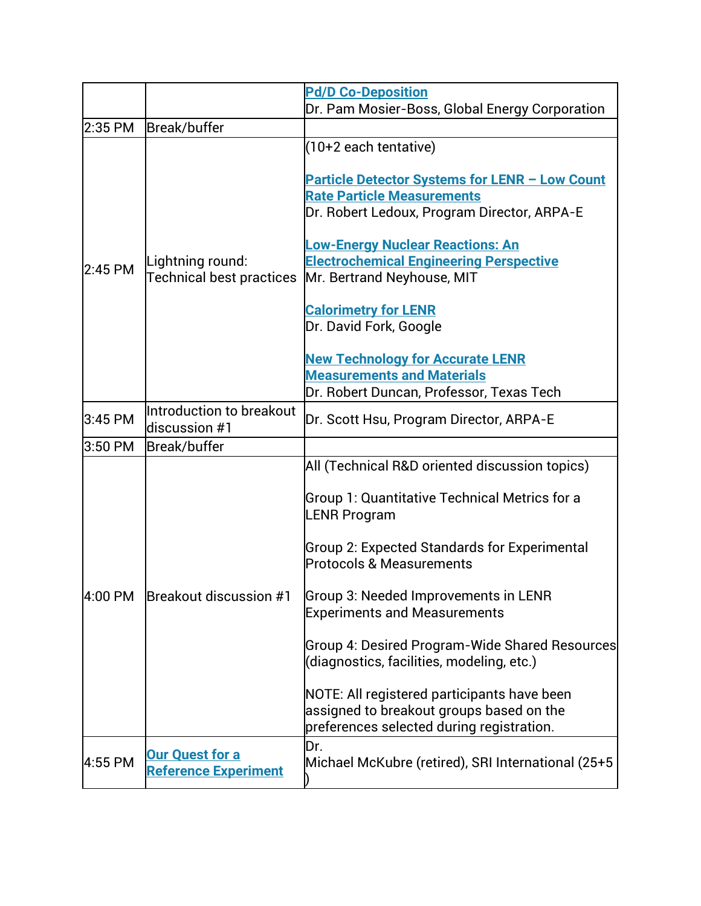| | | |
|---|---|---|
| | | **Pd/D Co-Deposition**<br>Dr. Pam Mosier-Boss, Global Energy Corporation |
| 2:35 PM | Break/buffer | |
| 2:45 PM | Lightning round: Technical best practices | (10+2 each tentative)<br><br>**Particle Detector Systems for LENR – Low Count Rate Particle Measurements**<br>Dr. Robert Ledoux, Program Director, ARPA-E<br><br>**Low-Energy Nuclear Reactions: An Electrochemical Engineering Perspective**<br>Mr. Bertrand Neyhouse, MIT<br><br>**Calorimetry for LENR**<br>Dr. David Fork, Google<br><br>**New Technology for Accurate LENR Measurements and Materials**<br>Dr. Robert Duncan, Professor, Texas Tech |
| 3:45 PM | Introduction to breakout discussion #1 | Dr. Scott Hsu, Program Director, ARPA-E |
| 3:50 PM | Break/buffer | |
| 4:00 PM | Breakout discussion #1 | All (Technical R&D oriented discussion topics)<br><br>Group 1: Quantitative Technical Metrics for a LENR Program<br><br>Group 2: Expected Standards for Experimental Protocols & Measurements<br><br>Group 3: Needed Improvements in LENR Experiments and Measurements<br><br>Group 4: Desired Program-Wide Shared Resources (diagnostics, facilities, modeling, etc.)<br><br>NOTE: All registered participants have been assigned to breakout groups based on the preferences selected during registration. |
| 4:55 PM | **Our Quest for a Reference Experiment** | Dr. Michael McKubre (retired), SRI International (25+5) |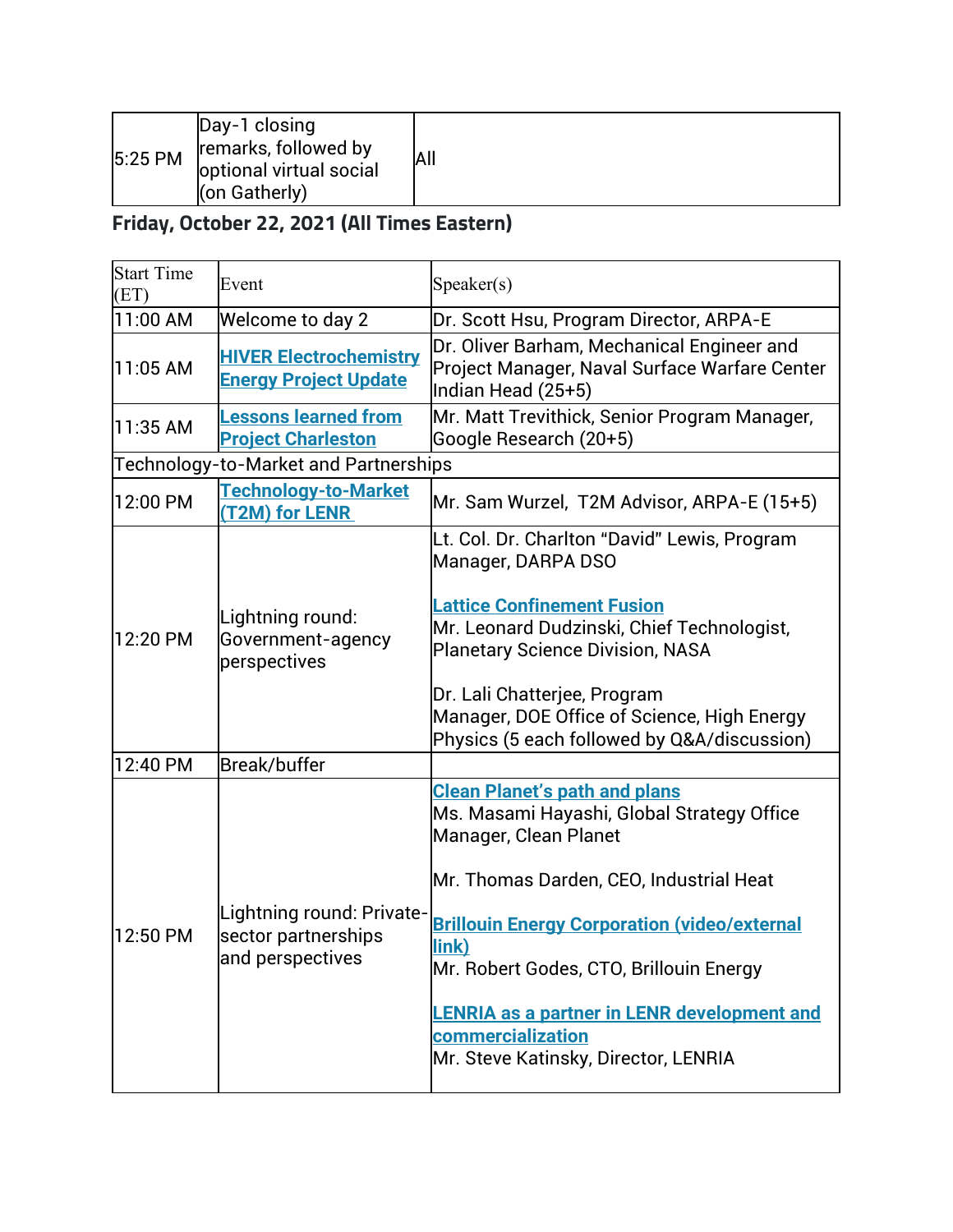| | | |
|---|---|---|
| 5:25 PM | Day-1 closing remarks, followed by optional virtual social (on Gatherly) | All |

**Friday, October 22, 2021 (All Times Eastern)**

| Start Time (ET) | Event | Speaker(s) |
|---|---|---|
| 11:00 AM | Welcome to day 2 | Dr. Scott Hsu, Program Director, ARPA-E |
| 11:05 AM | HIVER Electrochemistry Energy Project Update | Dr. Oliver Barham, Mechanical Engineer and Project Manager, Naval Surface Warfare Center Indian Head (25+5) |
| 11:35 AM | Lessons learned from Project Charleston | Mr. Matt Trevithick, Senior Program Manager, Google Research (20+5) |
| Technology-to-Market and Partnerships | | |
| 12:00 PM | Technology-to-Market (T2M) for LENR | Mr. Sam Wurzel, T2M Advisor, ARPA-E (15+5) |
| 12:20 PM | Lightning round: Government-agency perspectives | Lt. Col. Dr. Charlton "David" Lewis, Program Manager, DARPA DSO<br><br>Lattice Confinement Fusion<br>Mr. Leonard Dudzinski, Chief Technologist, Planetary Science Division, NASA<br><br>Dr. Lali Chatterjee, Program Manager, DOE Office of Science, High Energy Physics (5 each followed by Q&A/discussion) |
| 12:40 PM | Break/buffer | |
| 12:50 PM | Lightning round: Private-sector partnerships and perspectives | Clean Planet's path and plans<br>Ms. Masami Hayashi, Global Strategy Office Manager, Clean Planet<br><br>Mr. Thomas Darden, CEO, Industrial Heat<br><br>Brillouin Energy Corporation (video/external link)<br>Mr. Robert Godes, CTO, Brillouin Energy<br><br>LENRIA as a partner in LENR development and commercialization<br>Mr. Steve Katinsky, Director, LENRIA |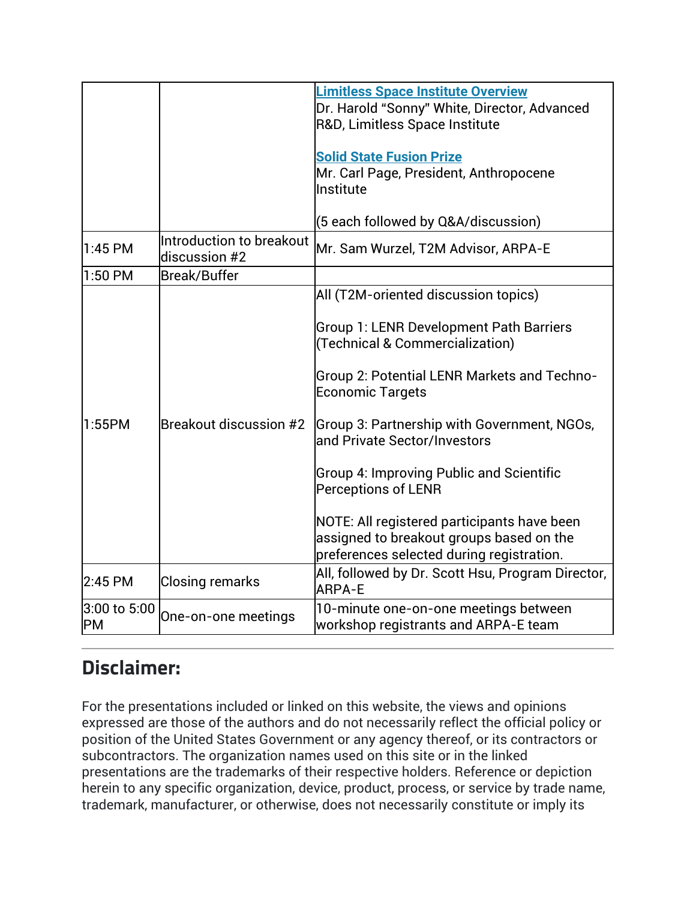| | | |
|---|---|---|
| | | **Limitless Space Institute Overview**<br>Dr. Harold "Sonny" White, Director, Advanced R&D, Limitless Space Institute<br><br>**Solid State Fusion Prize**<br>Mr. Carl Page, President, Anthropocene Institute<br><br>(5 each followed by Q&A/discussion) |
| 1:45 PM | Introduction to breakout discussion #2 | Mr. Sam Wurzel, T2M Advisor, ARPA-E |
| 1:50 PM | Break/Buffer | |
| 1:55PM | Breakout discussion #2 | All (T2M-oriented discussion topics)<br><br>Group 1: LENR Development Path Barriers (Technical & Commercialization)<br><br>Group 2: Potential LENR Markets and Techno-Economic Targets<br><br>Group 3: Partnership with Government, NGOs, and Private Sector/Investors<br><br>Group 4: Improving Public and Scientific Perceptions of LENR<br><br>NOTE: All registered participants have been assigned to breakout groups based on the preferences selected during registration. |
| 2:45 PM | Closing remarks | All, followed by Dr. Scott Hsu, Program Director, ARPA-E |
| 3:00 to 5:00 PM | One-on-one meetings | 10-minute one-on-one meetings between workshop registrants and ARPA-E team |

## Disclaimer:

For the presentations included or linked on this website, the views and opinions expressed are those of the authors and do not necessarily reflect the official policy or position of the United States Government or any agency thereof, or its contractors or subcontractors. The organization names used on this site or in the linked presentations are the trademarks of their respective holders. Reference or depiction herein to any specific organization, device, product, process, or service by trade name, trademark, manufacturer, or otherwise, does not necessarily constitute or imply its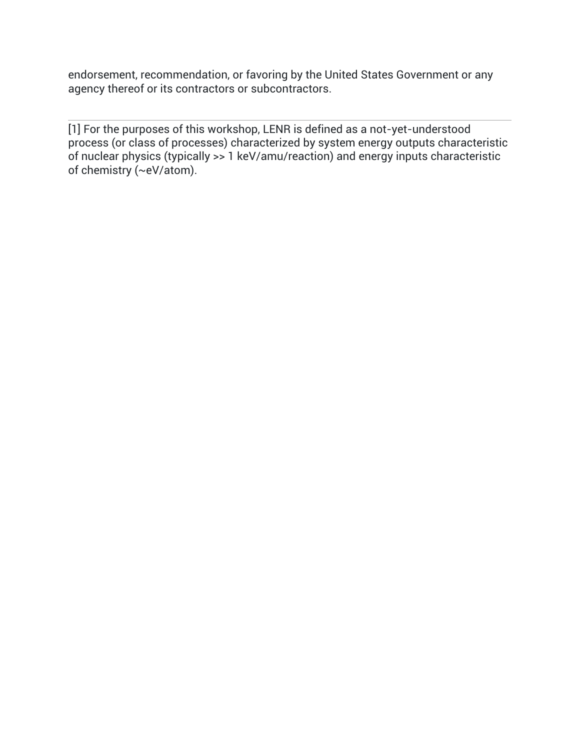endorsement, recommendation, or favoring by the United States Government or any agency thereof or its contractors or subcontractors.

---

[1] For the purposes of this workshop, LENR is defined as a not-yet-understood process (or class of processes) characterized by system energy outputs characteristic of nuclear physics (typically >> 1 keV/amu/reaction) and energy inputs characteristic of chemistry (~eV/atom).